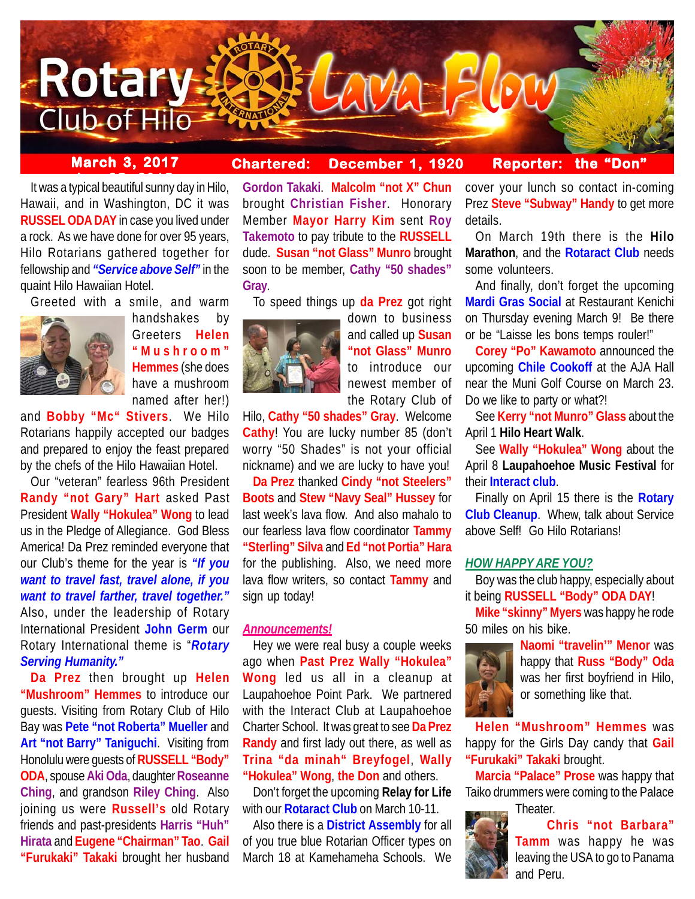# Rotary Club of Hilo Lava Flow

**March 3, 2017** | **Chartered: December 1, 1920** | **Reporter: the "Don"**

It was a typical beautiful sunny day in Hilo, Hawaii, and in Washington, DC it was **RUSSEL ODA DAY** in case you lived under a rock. As we have done for over 95 years, Hilo Rotarians gathered together for fellowship and ***"Service above Self"*** in the quaint Hilo Hawaiian Hotel.

Greeted with a smile, and warm handshakes by Greeters **Helen "Mushroom" Hemmes** (she does have a mushroom named after her!) and **Bobby "Mc" Stivers**. We Hilo Rotarians happily accepted our badges and prepared to enjoy the feast prepared by the chefs of the Hilo Hawaiian Hotel.

Our "veteran" fearless 96th President **Randy "not Gary" Hart** asked Past President **Wally "Hokulea" Wong** to lead us in the Pledge of Allegiance. God Bless America! Da Prez reminded everyone that our Club's theme for the year is ***"If you want to travel fast, travel alone, if you want to travel farther, travel together."*** Also, under the leadership of Rotary International President **John Germ** our Rotary International theme is "***Rotary Serving Humanity."***

**Da Prez** then brought up **Helen "Mushroom" Hemmes** to introduce our guests. Visiting from Rotary Club of Hilo Bay was **Pete "not Roberta" Mueller** and **Art "not Barry" Taniguchi**. Visiting from Honolulu were guests of **RUSSELL "Body" ODA**, spouse **Aki Oda**, daughter **Roseanne Ching**, and grandson **Riley Ching**. Also joining us were **Russell's** old Rotary friends and past-presidents **Harris "Huh" Hirata** and **Eugene "Chairman" Tao**. **Gail "Furukaki" Takaki** brought her husband **Gordon Takaki**. **Malcolm "not X" Chun** brought **Christian Fisher**. Honorary Member **Mayor Harry Kim** sent **Roy Takemoto** to pay tribute to the **RUSSELL** dude. **Susan "not Glass" Munro** brought soon to be member, **Cathy "50 shades" Gray**.

To speed things up **da Prez** got right down to business and called up **Susan "not Glass" Munro** to introduce our newest member of the Rotary Club of Hilo, **Cathy "50 shades" Gray**. Welcome **Cathy**! You are lucky number 85 (don't worry "50 Shades" is not your official nickname) and we are lucky to have you!

**Da Prez** thanked **Cindy "not Steelers" Boots** and **Stew "Navy Seal" Hussey** for last week's lava flow. And also mahalo to our fearless lava flow coordinator **Tammy "Sterling" Silva** and **Ed "not Portia" Hara** for the publishing. Also, we need more lava flow writers, so contact **Tammy** and sign up today!

## *Announcements!*

Hey we were real busy a couple weeks ago when **Past Prez Wally "Hokulea" Wong** led us all in a cleanup at Laupahoehoe Point Park. We partnered with the Interact Club at Laupahoehoe Charter School. It was great to see **Da Prez Randy** and first lady out there, as well as **Trina "da minah" Breyfogel**, **Wally "Hokulea" Wong**, **the Don** and others.

Don't forget the upcoming **Relay for Life** with our **Rotaract Club** on March 10-11.

Also there is a **District Assembly** for all of you true blue Rotarian Officer types on March 18 at Kamehameha Schools. We cover your lunch so contact in-coming Prez **Steve "Subway" Handy** to get more details.

On March 19th there is the **Hilo Marathon**, and the **Rotaract Club** needs some volunteers.

And finally, don't forget the upcoming **Mardi Gras Social** at Restaurant Kenichi on Thursday evening March 9! Be there or be "Laisse les bons temps rouler!"

**Corey "Po" Kawamoto** announced the upcoming **Chile Cookoff** at the AJA Hall near the Muni Golf Course on March 23. Do we like to party or what?!

See **Kerry "not Munro" Glass** about the April 1 **Hilo Heart Walk**.

See **Wally "Hokulea" Wong** about the April 8 **Laupahoehoe Music Festival** for their **Interact club**.

Finally on April 15 there is the **Rotary Club Cleanup**. Whew, talk about Service above Self! Go Hilo Rotarians!

## *HOW HAPPY ARE YOU?*

Boy was the club happy, especially about it being **RUSSELL "Body" ODA DAY**!

**Mike "skinny" Myers** was happy he rode 50 miles on his bike.

**Naomi "travelin'" Menor** was happy that **Russ "Body" Oda** was her first boyfriend in Hilo, or something like that.

**Helen "Mushroom" Hemmes** was happy for the Girls Day candy that **Gail "Furukaki" Takaki** brought.

**Marcia "Palace" Prose** was happy that Taiko drummers were coming to the Palace Theater.

**Chris "not Barbara" Tamm** was happy he was leaving the USA to go to Panama and Peru.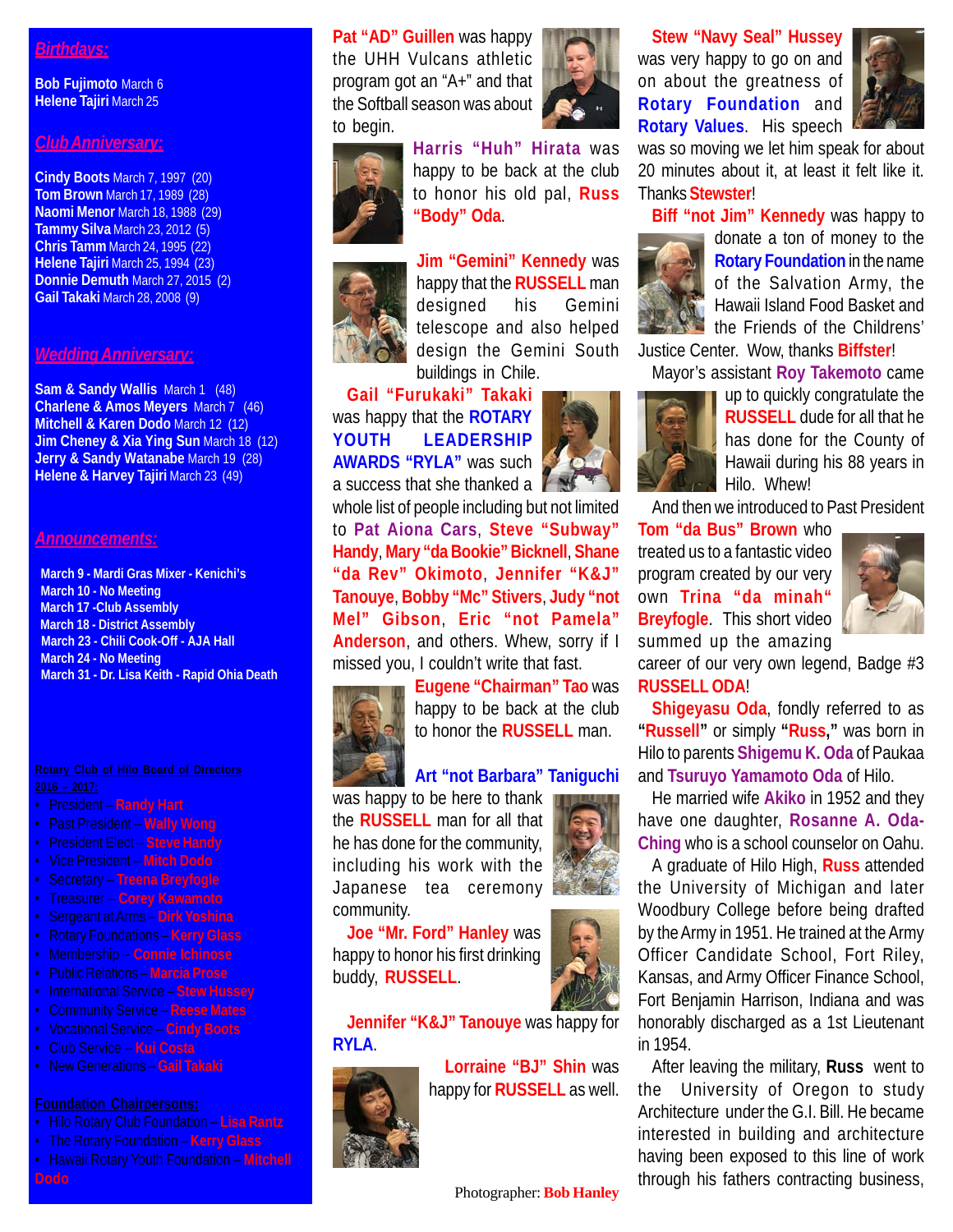## Birthdays:

**Bob Fujimoto** March 6
**Helene Tajiri** March 25

## Club Anniversary:

**Cindy Boots** March 7, 1997 (20)
**Tom Brown** March 17, 1989 (28)
**Naomi Menor** March 18, 1988 (29)
**Tammy Silva** March 23, 2012 (5)
**Chris Tamm** March 24, 1995 (22)
**Helene Tajiri** March 25, 1994 (23)
**Donnie Demuth** March 27, 2015 (2)
**Gail Takaki** March 28, 2008 (9)

## Wedding Anniversary:

**Sam & Sandy Wallis** March 1 (48)
**Charlene & Amos Meyers** March 7 (46)
**Mitchell & Karen Dodo** March 12 (12)
**Jim Cheney & Xia Ying Sun** March 18 (12)
**Jerry & Sandy Watanabe** March 19 (28)
**Helene & Harvey Tajiri** March 23 (49)

## Announcements:

**March 9 - Mardi Gras Mixer - Kenichi's**
**March 10 - No Meeting**
**March 17 -Club Assembly**
**March 18 - District Assembly**
**March 23 - Chili Cook-Off - AJA Hall**
**March 24 - No Meeting**
**March 31 - Dr. Lisa Keith - Rapid Ohia Death**

**Rotary Club of Hilo Board of Directors 2016 – 2017:**

- President – **Randy Hart**
- Past President – **Wally Wong**
- President Elect – **Steve Handy**
- Vice President – **Mitch Dodo**
- Secretary – **Treena Breyfogle**
- Treasurer – **Corey Kawamoto**
- Sergeant at Arms – **Dirk Yoshina**
- Rotary Foundations – **Kerry Glass**
- Membership – **Connie Ichinose**
- Public Relations – **Marcia Prose**
- International Service – **Stew Hussey**
- Community Service – **Reese Mates**
- Vocational Service – **Cindy Boots**
- Club Service – **Kui Costa**
- New Generations – **Gail Takaki**

**Foundation Chairpersons:**

- Hilo Rotary Club Foundation – **Lisa Rantz**
- The Rotary Foundation – **Kerry Glass**
- Hawaii Rotary Youth Foundation – **Mitchell Dodo**

**Pat "AD" Guillen** was happy the UHH Vulcans athletic program got an "A+" and that the Softball season was about to begin.

**Harris "Huh" Hirata** was happy to be back at the club to honor his old pal, **Russ "Body" Oda**.

**Jim "Gemini" Kennedy** was happy that the **RUSSELL** man designed his Gemini telescope and also helped design the Gemini South buildings in Chile.

**Gail "Furukaki" Takaki** was happy that the **ROTARY YOUTH LEADERSHIP AWARDS "RYLA"** was such a success that she thanked a whole list of people including but not limited to **Pat Aiona Cars**, **Steve "Subway" Handy**, **Mary "da Bookie" Bicknell**, **Shane "da Rev" Okimoto**, **Jennifer "K&J" Tanouye**, **Bobby "Mc" Stivers**, **Judy "not Mel" Gibson**, **Eric "not Pamela" Anderson**, and others. Whew, sorry if I missed you, I couldn't write that fast.

**Eugene "Chairman" Tao** was happy to be back at the club to honor the **RUSSELL** man.

**Art "not Barbara" Taniguchi** was happy to be here to thank the **RUSSELL** man for all that he has done for the community, including his work with the Japanese tea ceremony community.

**Joe "Mr. Ford" Hanley** was happy to honor his first drinking buddy, **RUSSELL**.

**Jennifer "K&J" Tanouye** was happy for **RYLA**.

**Lorraine "BJ" Shin** was happy for **RUSSELL** as well.

Photographer: **Bob Hanley**

**Stew "Navy Seal" Hussey** was very happy to go on and on about the greatness of **Rotary Foundation** and **Rotary Values**. His speech was so moving we let him speak for about 20 minutes about it, at least it felt like it. Thanks **Stewster**!

**Biff "not Jim" Kennedy** was happy to donate a ton of money to the **Rotary Foundation** in the name of the Salvation Army, the Hawaii Island Food Basket and the Friends of the Childrens' Justice Center. Wow, thanks **Biffster**!

Mayor's assistant **Roy Takemoto** came up to quickly congratulate the **RUSSELL** dude for all that he has done for the County of Hawaii during his 88 years in Hilo. Whew!

And then we introduced to Past President **Tom "da Bus" Brown** who treated us to a fantastic video program created by our very own **Trina "da minah" Breyfogle**. This short video summed up the amazing career of our very own legend, Badge #3 **RUSSELL ODA**!

**Shigeyasu Oda**, fondly referred to as **"Russell"** or simply **"Russ,"** was born in Hilo to parents **Shigemu K. Oda** of Paukaa and **Tsuruyo Yamamoto Oda** of Hilo.

He married wife **Akiko** in 1952 and they have one daughter, **Rosanne A. Oda-Ching** who is a school counselor on Oahu.

A graduate of Hilo High, **Russ** attended the University of Michigan and later Woodbury College before being drafted by the Army in 1951. He trained at the Army Officer Candidate School, Fort Riley, Kansas, and Army Officer Finance School, Fort Benjamin Harrison, Indiana and was honorably discharged as a 1st Lieutenant in 1954.

After leaving the military, **Russ** went to the University of Oregon to study Architecture under the G.I. Bill. He became interested in building and architecture having been exposed to this line of work through his fathers contracting business,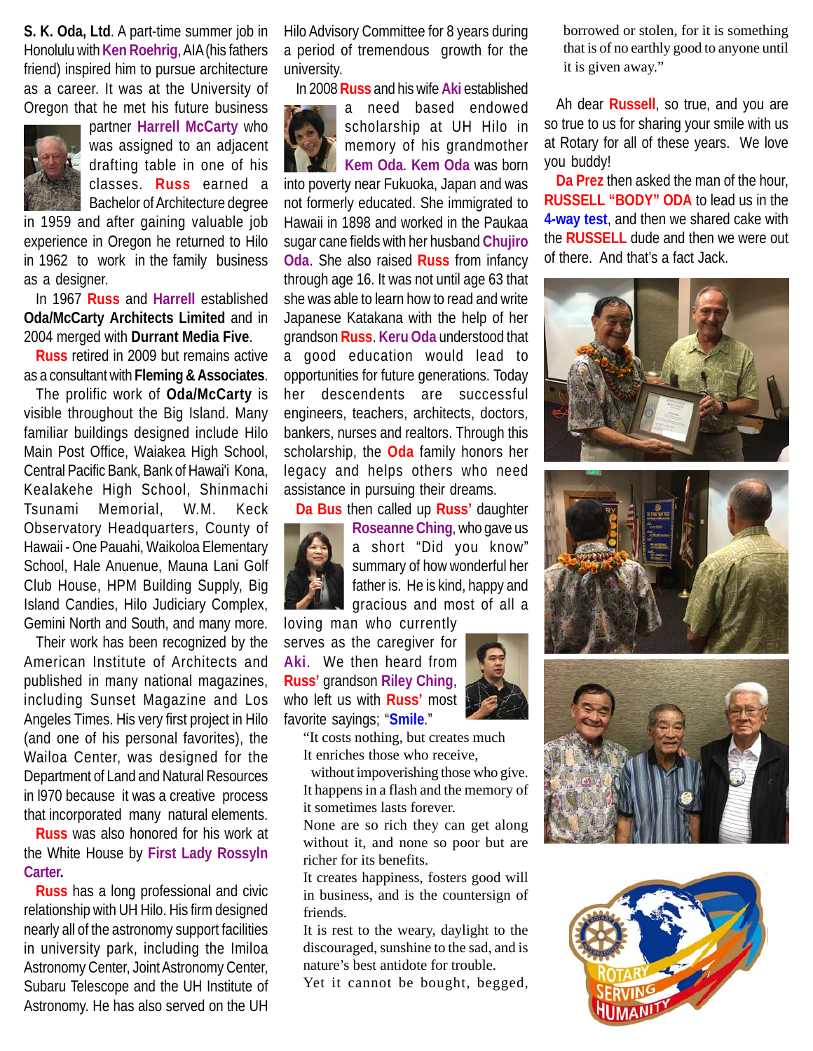**S. K. Oda, Ltd**. A part-time summer job in Honolulu with **Ken Roehrig**, AIA (his fathers friend) inspired him to pursue architecture as a career. It was at the University of Oregon that he met his future business partner **Harrell McCarty** who was assigned to an adjacent drafting table in one of his classes. **Russ** earned a Bachelor of Architecture degree in 1959 and after gaining valuable job experience in Oregon he returned to Hilo in 1962 to work in the family business as a designer.

In 1967 **Russ** and **Harrell** established **Oda/McCarty Architects Limited** and in 2004 merged with **Durrant Media Five**.

**Russ** retired in 2009 but remains active as a consultant with **Fleming & Associates**.

The prolific work of **Oda/McCarty** is visible throughout the Big Island. Many familiar buildings designed include Hilo Main Post Office, Waiakea High School, Central Pacific Bank, Bank of Hawai'i Kona, Kealakehe High School, Shinmachi Tsunami Memorial, W.M. Keck Observatory Headquarters, County of Hawaii - One Pauahi, Waikoloa Elementary School, Hale Anuenue, Mauna Lani Golf Club House, HPM Building Supply, Big Island Candies, Hilo Judiciary Complex, Gemini North and South, and many more.

Their work has been recognized by the American Institute of Architects and published in many national magazines, including Sunset Magazine and Los Angeles Times. His very first project in Hilo (and one of his personal favorites), the Wailoa Center, was designed for the Department of Land and Natural Resources in l970 because it was a creative process that incorporated many natural elements.

**Russ** was also honored for his work at the White House by **First Lady Rossyln Carter.**

**Russ** has a long professional and civic relationship with UH Hilo. His firm designed nearly all of the astronomy support facilities in university park, including the Imiloa Astronomy Center, Joint Astronomy Center, Subaru Telescope and the UH Institute of Astronomy. He has also served on the UH Hilo Advisory Committee for 8 years during a period of tremendous growth for the university.

In 2008 **Russ** and his wife **Aki** established a need based endowed scholarship at UH Hilo in memory of his grandmother **Kem Oda**. **Kem Oda** was born into poverty near Fukuoka, Japan and was not formerly educated. She immigrated to Hawaii in 1898 and worked in the Paukaa sugar cane fields with her husband **Chujiro Oda**. She also raised **Russ** from infancy through age 16. It was not until age 63 that she was able to learn how to read and write Japanese Katakana with the help of her grandson **Russ**. **Keru Oda** understood that a good education would lead to opportunities for future generations. Today her descendents are successful engineers, teachers, architects, doctors, bankers, nurses and realtors. Through this scholarship, the **Oda** family honors her legacy and helps others who need assistance in pursuing their dreams.

**Da Bus** then called up **Russ'** daughter **Roseanne Ching**, who gave us a short "Did you know" summary of how wonderful her father is. He is kind, happy and gracious and most of all a loving man who currently serves as the caregiver for **Aki**. We then heard from **Russ'** grandson **Riley Ching**, who left us with **Russ'** most favorite sayings; "**Smile**."

"It costs nothing, but creates much
It enriches those who receive,
without impoverishing those who give.
It happens in a flash and the memory of it sometimes lasts forever.
None are so rich they can get along without it, and none so poor but are richer for its benefits.
It creates happiness, fosters good will in business, and is the countersign of friends.
It is rest to the weary, daylight to the discouraged, sunshine to the sad, and is nature's best antidote for trouble.
Yet it cannot be bought, begged, borrowed or stolen, for it is something that is of no earthly good to anyone until it is given away."

Ah dear **Russell**, so true, and you are so true to us for sharing your smile with us at Rotary for all of these years. We love you buddy!

**Da Prez** then asked the man of the hour, **RUSSELL "BODY" ODA** to lead us in the **4-way test**, and then we shared cake with the **RUSSELL** dude and then we were out of there. And that's a fact Jack.